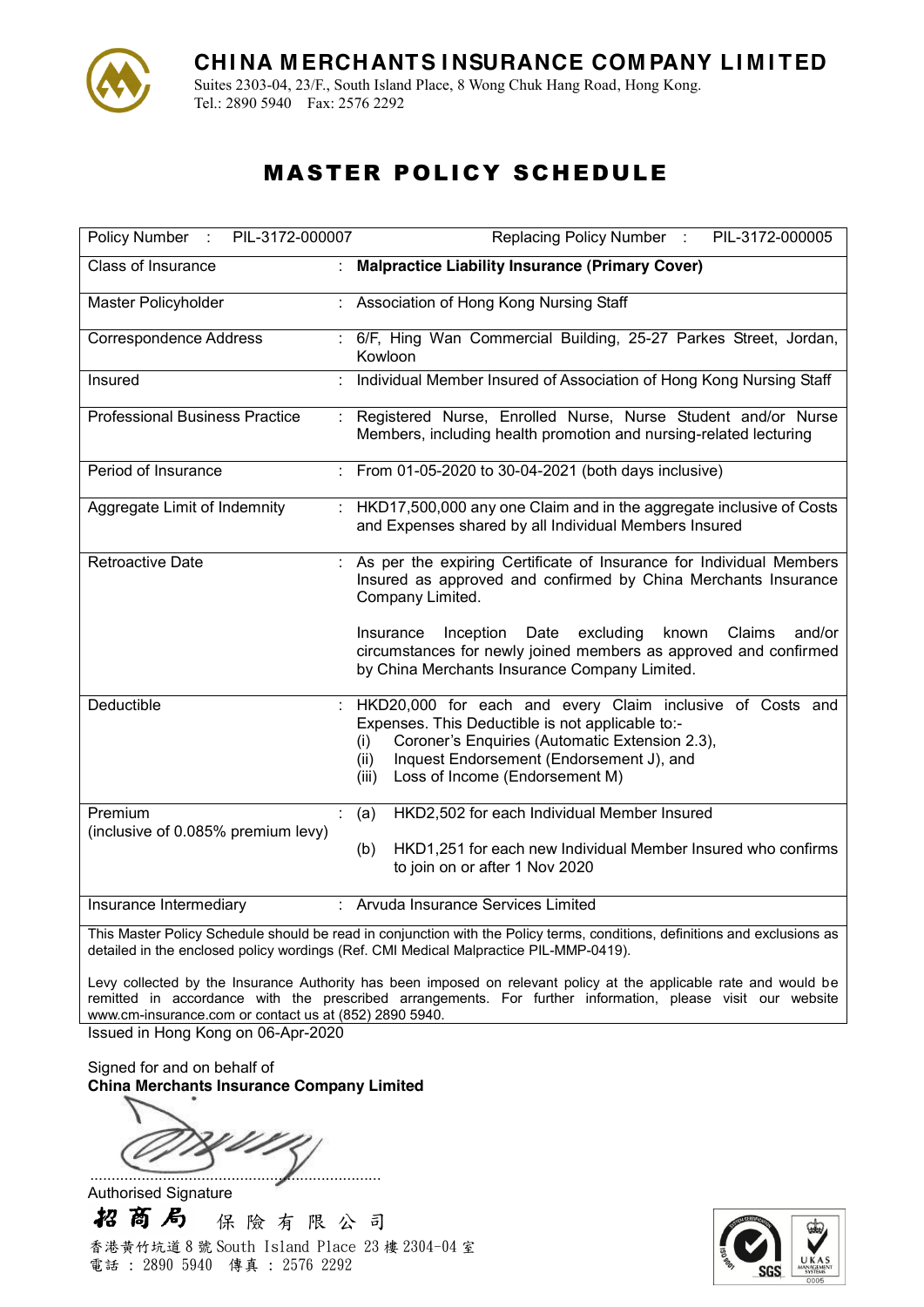# CHINA MERCHANTS INSURANCE COMPANY LIMITED

Suites 2303-04, 23/F., South Island Place, 8 Wong Chuk Hang Road, Hong Kong.
Tel.: 2890 5940 Fax: 2576 2292

## MASTER POLICY SCHEDULE

| | |
|---|---|
| Policy Number : PIL-3172-000007 | Replacing Policy Number : PIL-3172-000005 |
| Class of Insurance | : **Malpractice Liability Insurance (Primary Cover)** |
| Master Policyholder | : Association of Hong Kong Nursing Staff |
| Correspondence Address | : 6/F, Hing Wan Commercial Building, 25-27 Parkes Street, Jordan, Kowloon |
| Insured | : Individual Member Insured of Association of Hong Kong Nursing Staff |
| Professional Business Practice | : Registered Nurse, Enrolled Nurse, Nurse Student and/or Nurse Members, including health promotion and nursing-related lecturing |
| Period of Insurance | : From 01-05-2020 to 30-04-2021 (both days inclusive) |
| Aggregate Limit of Indemnity | : HKD17,500,000 any one Claim and in the aggregate inclusive of Costs and Expenses shared by all Individual Members Insured |
| Retroactive Date | : As per the expiring Certificate of Insurance for Individual Members Insured as approved and confirmed by China Merchants Insurance Company Limited.<br><br>Insurance Inception Date excluding known Claims and/or circumstances for newly joined members as approved and confirmed by China Merchants Insurance Company Limited. |
| Deductible | : HKD20,000 for each and every Claim inclusive of Costs and Expenses. This Deductible is not applicable to:-<br>(i) Coroner's Enquiries (Automatic Extension 2.3),<br>(ii) Inquest Endorsement (Endorsement J), and<br>(iii) Loss of Income (Endorsement M) |
| Premium (inclusive of 0.085% premium levy) | : (a) HKD2,502 for each Individual Member Insured<br><br>(b) HKD1,251 for each new Individual Member Insured who confirms to join on or after 1 Nov 2020 |
| Insurance Intermediary | : Arvuda Insurance Services Limited |

This Master Policy Schedule should be read in conjunction with the Policy terms, conditions, definitions and exclusions as detailed in the enclosed policy wordings (Ref. CMI Medical Malpractice PIL-MMP-0419).

Levy collected by the Insurance Authority has been imposed on relevant policy at the applicable rate and would be remitted in accordance with the prescribed arrangements. For further information, please visit our website www.cm-insurance.com or contact us at (852) 2890 5940.

Issued in Hong Kong on 06-Apr-2020

Signed for and on behalf of
**China Merchants Insurance Company Limited**

.....................................................................
Authorised Signature

**招商局** 保險有限公司
香港黄竹坑道8號South Island Place 23樓2304-04室
電話 : 2890 5940 傳真 : 2576 2292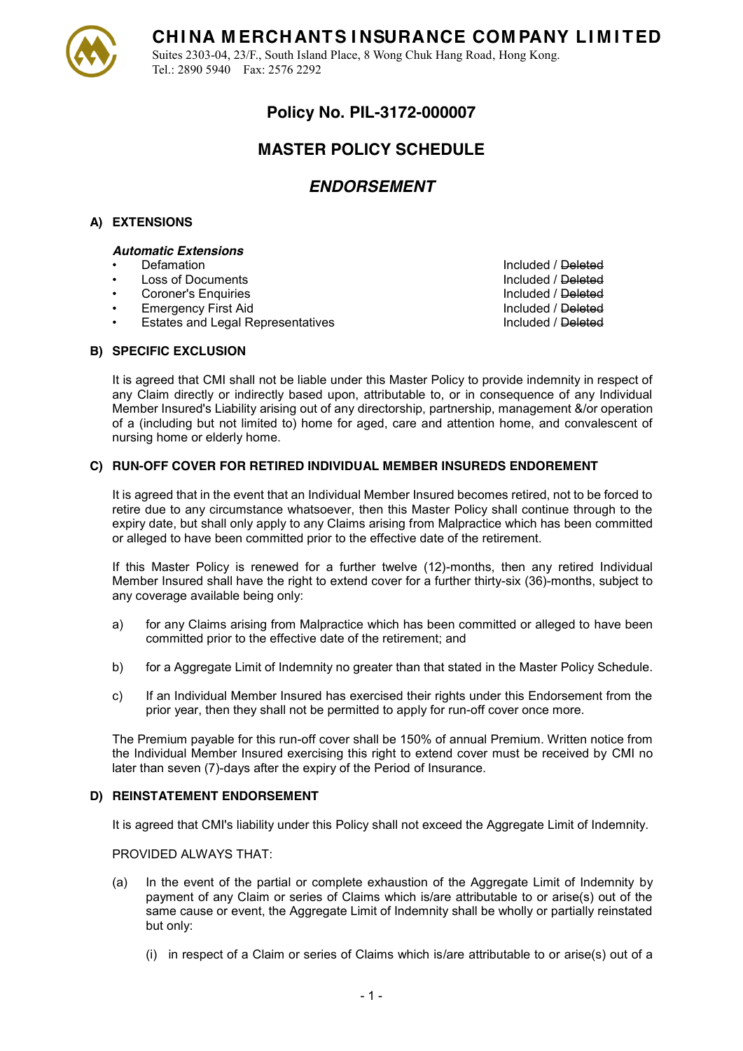# CHINA MERCHANTS INSURANCE COMPANY LIMITED

Suites 2303-04, 23/F., South Island Place, 8 Wong Chuk Hang Road, Hong Kong.
Tel.: 2890 5940 Fax: 2576 2292

## Policy No. PIL-3172-000007

## MASTER POLICY SCHEDULE

## *ENDORSEMENT*

### A) EXTENSIONS

***Automatic Extensions***

| | |
|---|---|
| • Defamation | Included / ~~Deleted~~ |
| • Loss of Documents | Included / ~~Deleted~~ |
| • Coroner's Enquiries | Included / ~~Deleted~~ |
| • Emergency First Aid | Included / ~~Deleted~~ |
| • Estates and Legal Representatives | Included / ~~Deleted~~ |

### B) SPECIFIC EXCLUSION

It is agreed that CMI shall not be liable under this Master Policy to provide indemnity in respect of any Claim directly or indirectly based upon, attributable to, or in consequence of any Individual Member Insured's Liability arising out of any directorship, partnership, management &/or operation of a (including but not limited to) home for aged, care and attention home, and convalescent of nursing home or elderly home.

### C) RUN-OFF COVER FOR RETIRED INDIVIDUAL MEMBER INSUREDS ENDOREMENT

It is agreed that in the event that an Individual Member Insured becomes retired, not to be forced to retire due to any circumstance whatsoever, then this Master Policy shall continue through to the expiry date, but shall only apply to any Claims arising from Malpractice which has been committed or alleged to have been committed prior to the effective date of the retirement.

If this Master Policy is renewed for a further twelve (12)-months, then any retired Individual Member Insured shall have the right to extend cover for a further thirty-six (36)-months, subject to any coverage available being only:

a) for any Claims arising from Malpractice which has been committed or alleged to have been committed prior to the effective date of the retirement; and

b) for a Aggregate Limit of Indemnity no greater than that stated in the Master Policy Schedule.

c) If an Individual Member Insured has exercised their rights under this Endorsement from the prior year, then they shall not be permitted to apply for run-off cover once more.

The Premium payable for this run-off cover shall be 150% of annual Premium. Written notice from the Individual Member Insured exercising this right to extend cover must be received by CMI no later than seven (7)-days after the expiry of the Period of Insurance.

### D) REINSTATEMENT ENDORSEMENT

It is agreed that CMI's liability under this Policy shall not exceed the Aggregate Limit of Indemnity.

PROVIDED ALWAYS THAT:

(a) In the event of the partial or complete exhaustion of the Aggregate Limit of Indemnity by payment of any Claim or series of Claims which is/are attributable to or arise(s) out of the same cause or event, the Aggregate Limit of Indemnity shall be wholly or partially reinstated but only:

(i) in respect of a Claim or series of Claims which is/are attributable to or arise(s) out of a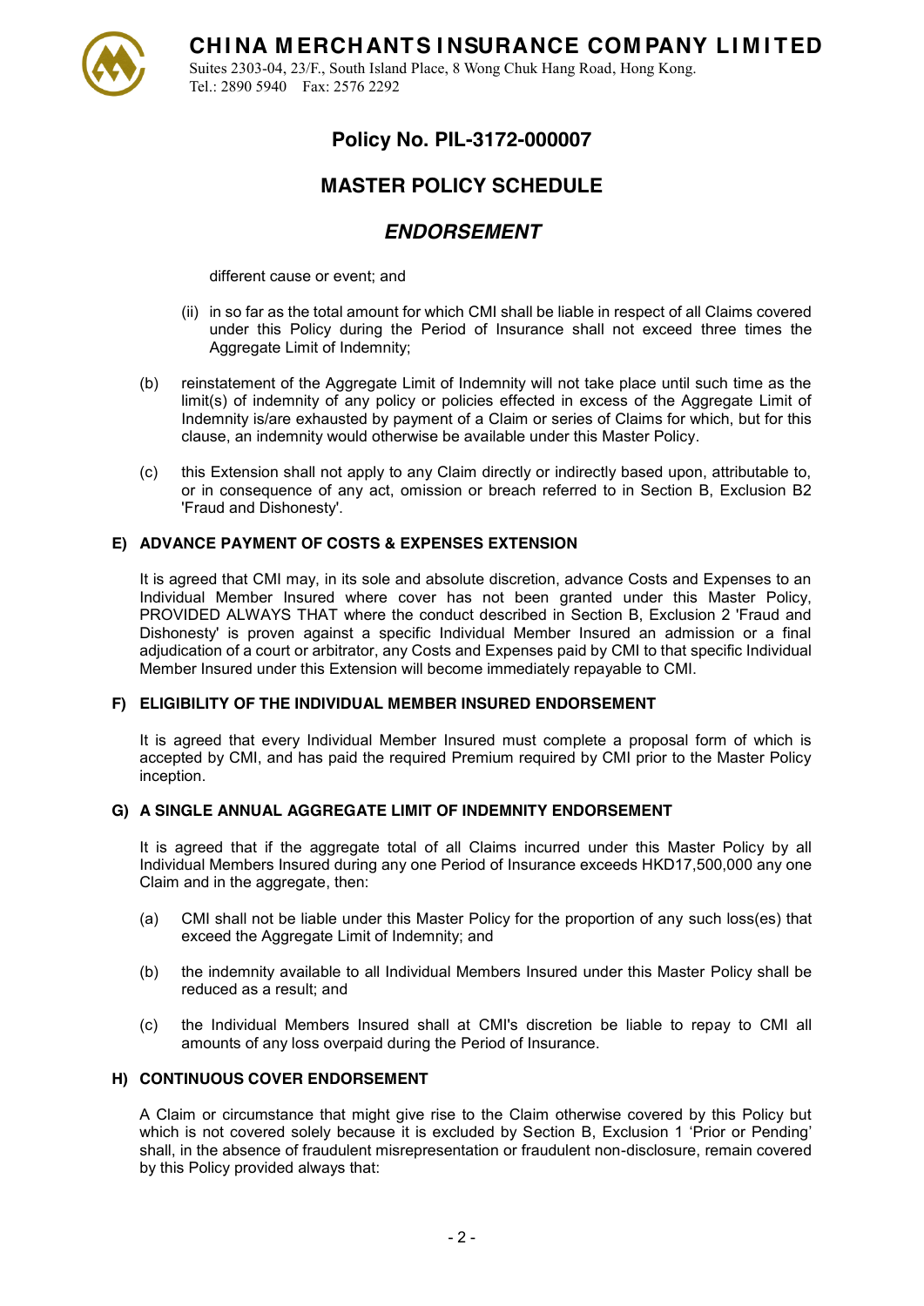# Policy No. PIL-3172-000007

## MASTER POLICY SCHEDULE

## *ENDORSEMENT*

different cause or event; and

(ii) in so far as the total amount for which CMI shall be liable in respect of all Claims covered under this Policy during the Period of Insurance shall not exceed three times the Aggregate Limit of Indemnity;

(b) reinstatement of the Aggregate Limit of Indemnity will not take place until such time as the limit(s) of indemnity of any policy or policies effected in excess of the Aggregate Limit of Indemnity is/are exhausted by payment of a Claim or series of Claims for which, but for this clause, an indemnity would otherwise be available under this Master Policy.

(c) this Extension shall not apply to any Claim directly or indirectly based upon, attributable to, or in consequence of any act, omission or breach referred to in Section B, Exclusion B2 'Fraud and Dishonesty'.

### E) ADVANCE PAYMENT OF COSTS & EXPENSES EXTENSION

It is agreed that CMI may, in its sole and absolute discretion, advance Costs and Expenses to an Individual Member Insured where cover has not been granted under this Master Policy, PROVIDED ALWAYS THAT where the conduct described in Section B, Exclusion 2 'Fraud and Dishonesty' is proven against a specific Individual Member Insured an admission or a final adjudication of a court or arbitrator, any Costs and Expenses paid by CMI to that specific Individual Member Insured under this Extension will become immediately repayable to CMI.

### F) ELIGIBILITY OF THE INDIVIDUAL MEMBER INSURED ENDORSEMENT

It is agreed that every Individual Member Insured must complete a proposal form of which is accepted by CMI, and has paid the required Premium required by CMI prior to the Master Policy inception.

### G) A SINGLE ANNUAL AGGREGATE LIMIT OF INDEMNITY ENDORSEMENT

It is agreed that if the aggregate total of all Claims incurred under this Master Policy by all Individual Members Insured during any one Period of Insurance exceeds HKD17,500,000 any one Claim and in the aggregate, then:

(a) CMI shall not be liable under this Master Policy for the proportion of any such loss(es) that exceed the Aggregate Limit of Indemnity; and

(b) the indemnity available to all Individual Members Insured under this Master Policy shall be reduced as a result; and

(c) the Individual Members Insured shall at CMI's discretion be liable to repay to CMI all amounts of any loss overpaid during the Period of Insurance.

### H) CONTINUOUS COVER ENDORSEMENT

A Claim or circumstance that might give rise to the Claim otherwise covered by this Policy but which is not covered solely because it is excluded by Section B, Exclusion 1 'Prior or Pending' shall, in the absence of fraudulent misrepresentation or fraudulent non-disclosure, remain covered by this Policy provided always that: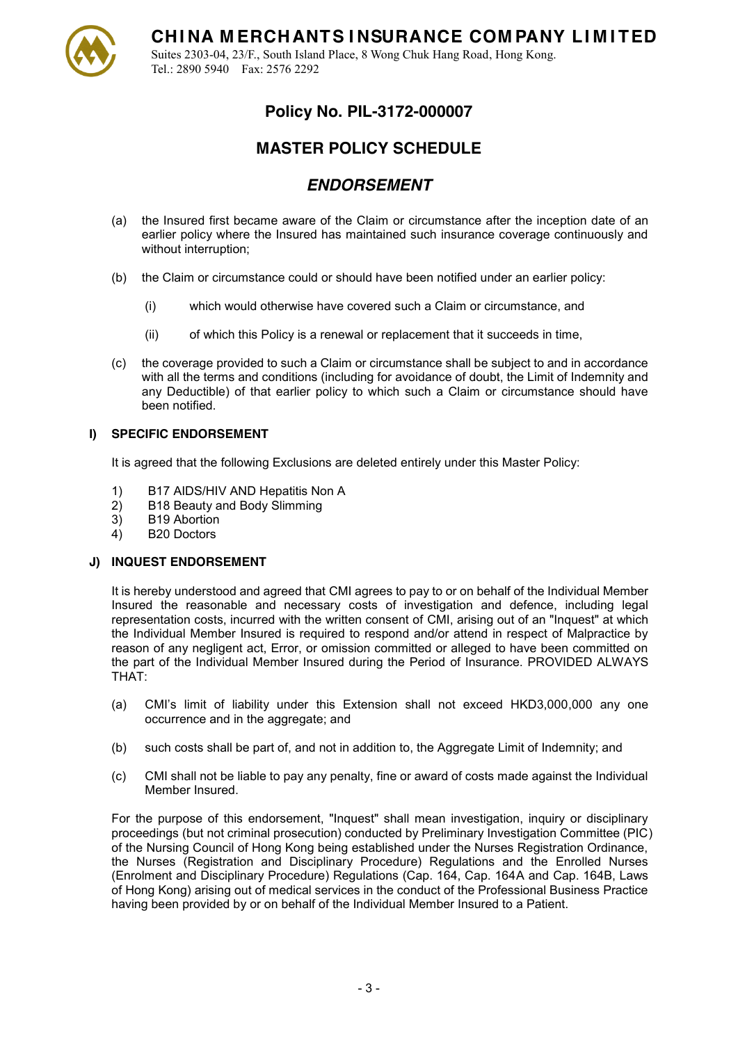# CHINA MERCHANTS INSURANCE COMPANY LIMITED

Suites 2303-04, 23/F., South Island Place, 8 Wong Chuk Hang Road, Hong Kong.
Tel.: 2890 5940 Fax: 2576 2292

## Policy No. PIL-3172-000007

## MASTER POLICY SCHEDULE

## *ENDORSEMENT*

(a) the Insured first became aware of the Claim or circumstance after the inception date of an earlier policy where the Insured has maintained such insurance coverage continuously and without interruption;

(b) the Claim or circumstance could or should have been notified under an earlier policy:

  (i) which would otherwise have covered such a Claim or circumstance, and

  (ii) of which this Policy is a renewal or replacement that it succeeds in time,

(c) the coverage provided to such a Claim or circumstance shall be subject to and in accordance with all the terms and conditions (including for avoidance of doubt, the Limit of Indemnity and any Deductible) of that earlier policy to which such a Claim or circumstance should have been notified.

### I) SPECIFIC ENDORSEMENT

It is agreed that the following Exclusions are deleted entirely under this Master Policy:

1) B17 AIDS/HIV AND Hepatitis Non A
2) B18 Beauty and Body Slimming
3) B19 Abortion
4) B20 Doctors

### J) INQUEST ENDORSEMENT

It is hereby understood and agreed that CMI agrees to pay to or on behalf of the Individual Member Insured the reasonable and necessary costs of investigation and defence, including legal representation costs, incurred with the written consent of CMI, arising out of an "Inquest" at which the Individual Member Insured is required to respond and/or attend in respect of Malpractice by reason of any negligent act, Error, or omission committed or alleged to have been committed on the part of the Individual Member Insured during the Period of Insurance. PROVIDED ALWAYS THAT:

(a) CMI's limit of liability under this Extension shall not exceed HKD3,000,000 any one occurrence and in the aggregate; and

(b) such costs shall be part of, and not in addition to, the Aggregate Limit of Indemnity; and

(c) CMI shall not be liable to pay any penalty, fine or award of costs made against the Individual Member Insured.

For the purpose of this endorsement, "Inquest" shall mean investigation, inquiry or disciplinary proceedings (but not criminal prosecution) conducted by Preliminary Investigation Committee (PIC) of the Nursing Council of Hong Kong being established under the Nurses Registration Ordinance, the Nurses (Registration and Disciplinary Procedure) Regulations and the Enrolled Nurses (Enrolment and Disciplinary Procedure) Regulations (Cap. 164, Cap. 164A and Cap. 164B, Laws of Hong Kong) arising out of medical services in the conduct of the Professional Business Practice having been provided by or on behalf of the Individual Member Insured to a Patient.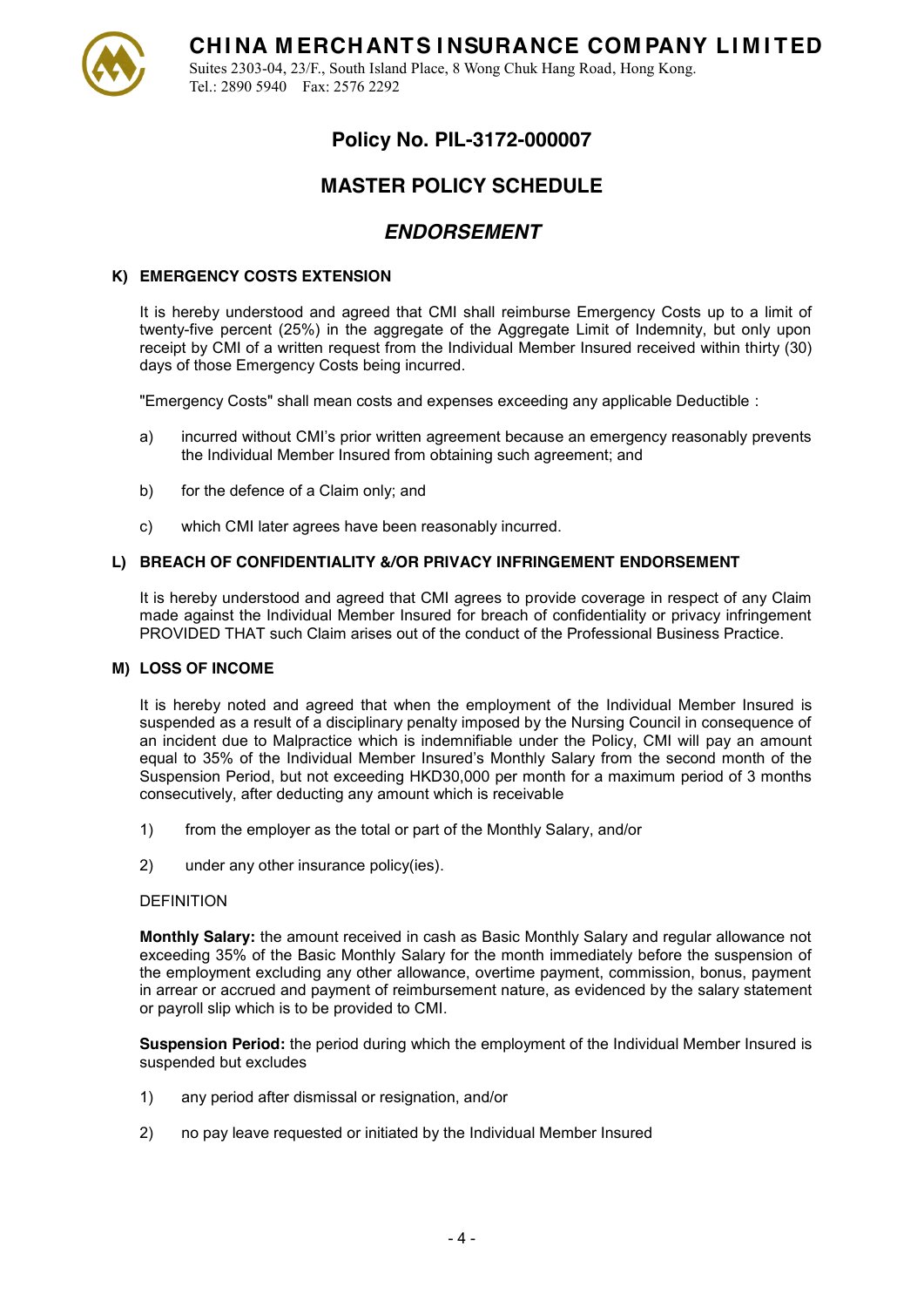# CHINA MERCHANTS INSURANCE COMPANY LIMITED

Suites 2303-04, 23/F., South Island Place, 8 Wong Chuk Hang Road, Hong Kong.
Tel.: 2890 5940 Fax: 2576 2292

## Policy No. PIL-3172-000007

## MASTER POLICY SCHEDULE

## *ENDORSEMENT*

### K) EMERGENCY COSTS EXTENSION

It is hereby understood and agreed that CMI shall reimburse Emergency Costs up to a limit of twenty-five percent (25%) in the aggregate of the Aggregate Limit of Indemnity, but only upon receipt by CMI of a written request from the Individual Member Insured received within thirty (30) days of those Emergency Costs being incurred.

"Emergency Costs" shall mean costs and expenses exceeding any applicable Deductible :

a) incurred without CMI's prior written agreement because an emergency reasonably prevents the Individual Member Insured from obtaining such agreement; and

b) for the defence of a Claim only; and

c) which CMI later agrees have been reasonably incurred.

### L) BREACH OF CONFIDENTIALITY &/OR PRIVACY INFRINGEMENT ENDORSEMENT

It is hereby understood and agreed that CMI agrees to provide coverage in respect of any Claim made against the Individual Member Insured for breach of confidentiality or privacy infringement PROVIDED THAT such Claim arises out of the conduct of the Professional Business Practice.

### M) LOSS OF INCOME

It is hereby noted and agreed that when the employment of the Individual Member Insured is suspended as a result of a disciplinary penalty imposed by the Nursing Council in consequence of an incident due to Malpractice which is indemnifiable under the Policy, CMI will pay an amount equal to 35% of the Individual Member Insured's Monthly Salary from the second month of the Suspension Period, but not exceeding HKD30,000 per month for a maximum period of 3 months consecutively, after deducting any amount which is receivable

1) from the employer as the total or part of the Monthly Salary, and/or

2) under any other insurance policy(ies).

DEFINITION

**Monthly Salary:** the amount received in cash as Basic Monthly Salary and regular allowance not exceeding 35% of the Basic Monthly Salary for the month immediately before the suspension of the employment excluding any other allowance, overtime payment, commission, bonus, payment in arrear or accrued and payment of reimbursement nature, as evidenced by the salary statement or payroll slip which is to be provided to CMI.

**Suspension Period:** the period during which the employment of the Individual Member Insured is suspended but excludes

1) any period after dismissal or resignation, and/or

2) no pay leave requested or initiated by the Individual Member Insured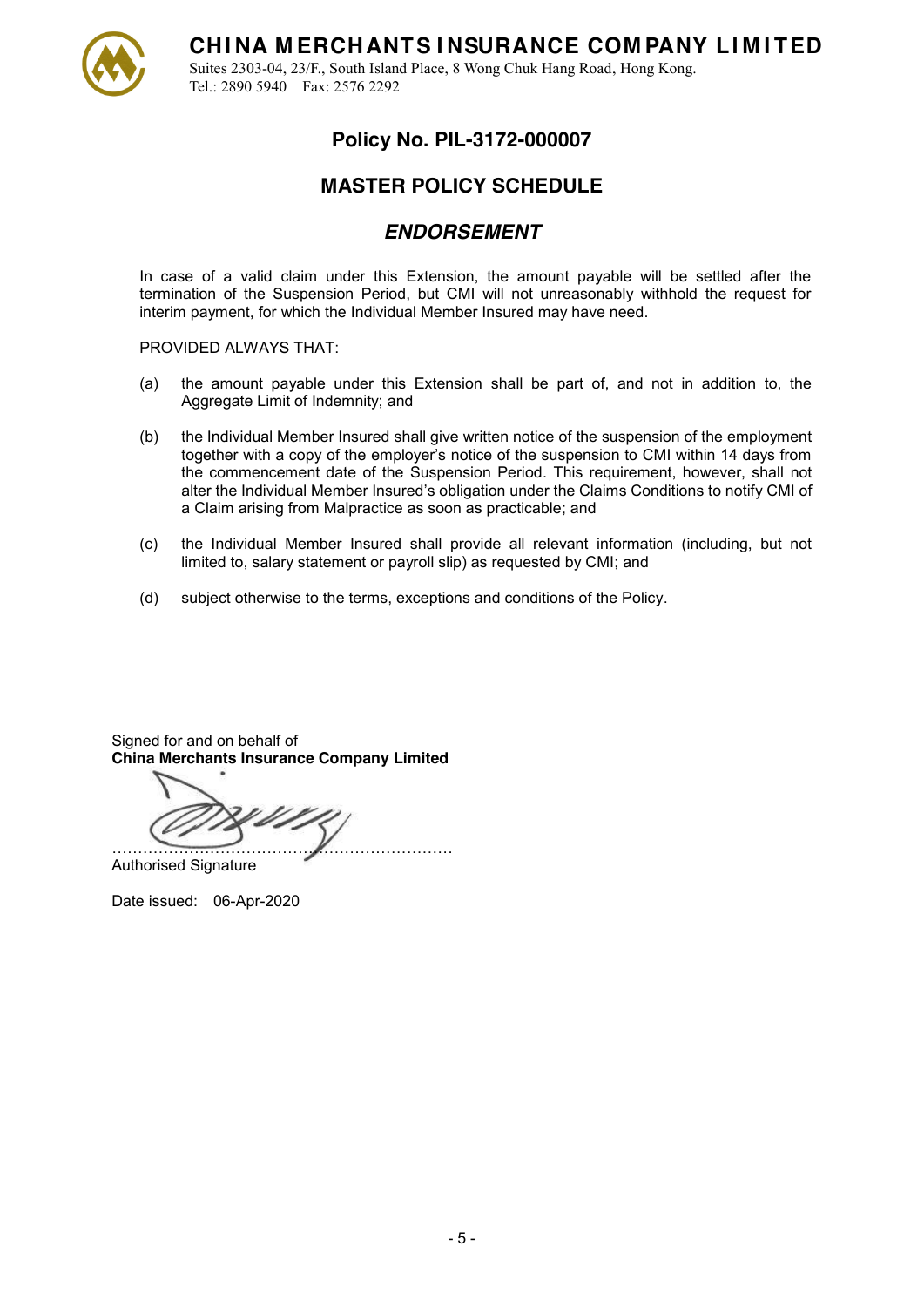**CHINA MERCHANTS INSURANCE COMPANY LIMITED**

Suites 2303-04, 23/F., South Island Place, 8 Wong Chuk Hang Road, Hong Kong.
Tel.: 2890 5940 Fax: 2576 2292

## Policy No. PIL-3172-000007

## MASTER POLICY SCHEDULE

## *ENDORSEMENT*

In case of a valid claim under this Extension, the amount payable will be settled after the termination of the Suspension Period, but CMI will not unreasonably withhold the request for interim payment, for which the Individual Member Insured may have need.

PROVIDED ALWAYS THAT:

(a) the amount payable under this Extension shall be part of, and not in addition to, the Aggregate Limit of Indemnity; and

(b) the Individual Member Insured shall give written notice of the suspension of the employment together with a copy of the employer's notice of the suspension to CMI within 14 days from the commencement date of the Suspension Period. This requirement, however, shall not alter the Individual Member Insured's obligation under the Claims Conditions to notify CMI of a Claim arising from Malpractice as soon as practicable; and

(c) the Individual Member Insured shall provide all relevant information (including, but not limited to, salary statement or payroll slip) as requested by CMI; and

(d) subject otherwise to the terms, exceptions and conditions of the Policy.

Signed for and on behalf of
**China Merchants Insurance Company Limited**

……………………………………………………………
Authorised Signature

Date issued: 06-Apr-2020